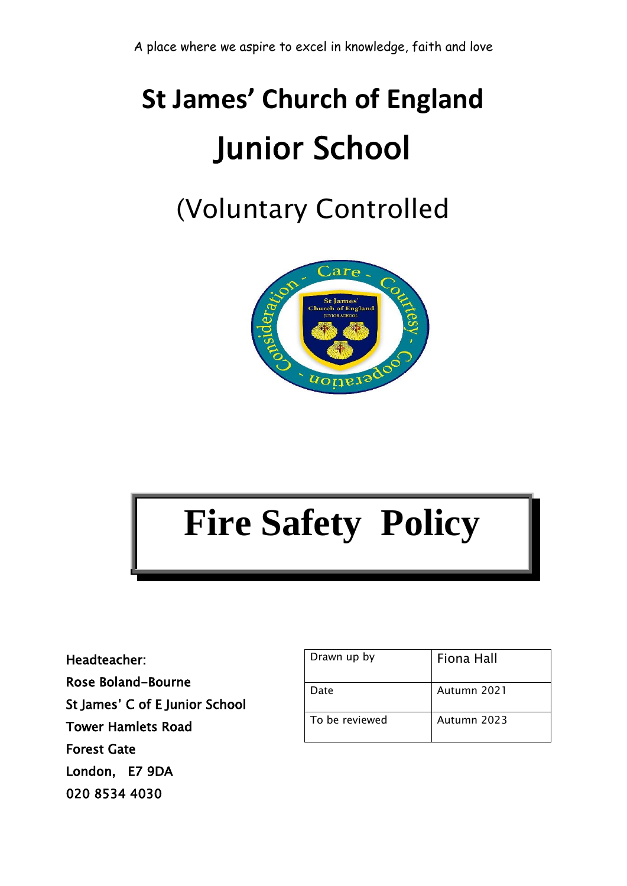A place where we aspire to excel in knowledge, faith and love

# St James' Church of England Junior School

## (Voluntary Controlled

# Fire Safety Policy

**Headteacher:**
**Rose Boland-Bourne**
**St James' C of E Junior School**
**Tower Hamlets Road**
**Forest Gate**
**London, E7 9DA**
**020 8534 4030**

| Drawn up by | Fiona Hall |
|---|---|
| Date | Autumn 2021 |
| To be reviewed | Autumn 2023 |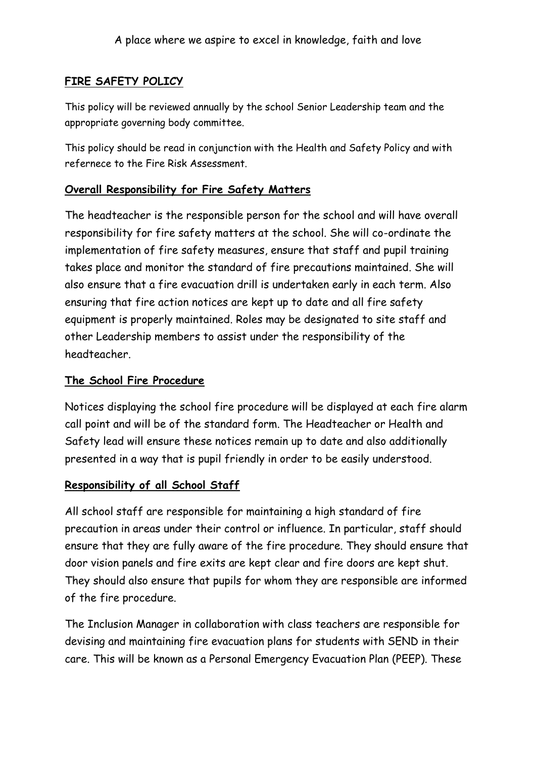A place where we aspire to excel in knowledge, faith and love

## FIRE SAFETY POLICY

This policy will be reviewed annually by the school Senior Leadership team and the appropriate governing body committee.

This policy should be read in conjunction with the Health and Safety Policy and with refernece to the Fire Risk Assessment.

### Overall Responsibility for Fire Safety Matters

The headteacher is the responsible person for the school and will have overall responsibility for fire safety matters at the school. She will co-ordinate the implementation of fire safety measures, ensure that staff and pupil training takes place and monitor the standard of fire precautions maintained. She will also ensure that a fire evacuation drill is undertaken early in each term. Also ensuring that fire action notices are kept up to date and all fire safety equipment is properly maintained. Roles may be designated to site staff and other Leadership members to assist under the responsibility of the headteacher.

### The School Fire Procedure

Notices displaying the school fire procedure will be displayed at each fire alarm call point and will be of the standard form. The Headteacher or Health and Safety lead will ensure these notices remain up to date and also additionally presented in a way that is pupil friendly in order to be easily understood.

### Responsibility of all School Staff

All school staff are responsible for maintaining a high standard of fire precaution in areas under their control or influence. In particular, staff should ensure that they are fully aware of the fire procedure. They should ensure that door vision panels and fire exits are kept clear and fire doors are kept shut. They should also ensure that pupils for whom they are responsible are informed of the fire procedure.

The Inclusion Manager in collaboration with class teachers are responsible for devising and maintaining fire evacuation plans for students with SEND in their care. This will be known as a Personal Emergency Evacuation Plan (PEEP). These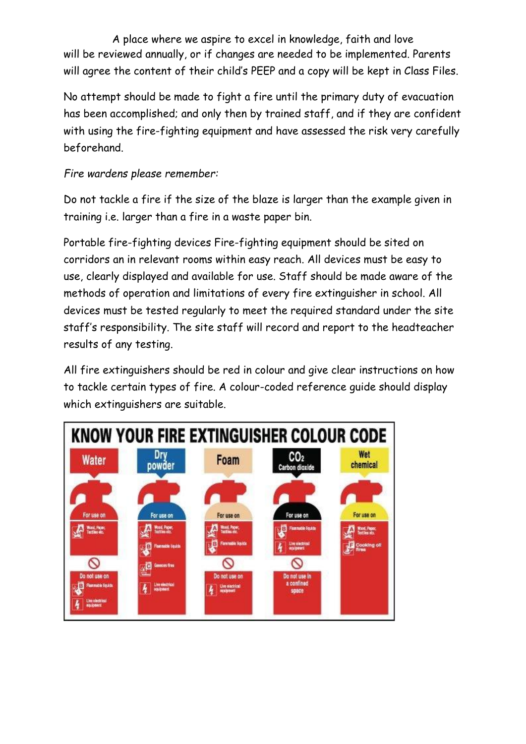will be reviewed annually, or if changes are needed to be implemented. Parents will agree the content of their child's PEEP and a copy will be kept in Class Files.

No attempt should be made to fight a fire until the primary duty of evacuation has been accomplished; and only then by trained staff, and if they are confident with using the fire-fighting equipment and have assessed the risk very carefully beforehand.

*Fire wardens please remember:*

Do not tackle a fire if the size of the blaze is larger than the example given in training i.e. larger than a fire in a waste paper bin.

Portable fire-fighting devices Fire-fighting equipment should be sited on corridors an in relevant rooms within easy reach. All devices must be easy to use, clearly displayed and available for use. Staff should be made aware of the methods of operation and limitations of every fire extinguisher in school. All devices must be tested regularly to meet the required standard under the site staff's responsibility. The site staff will record and report to the headteacher results of any testing.

All fire extinguishers should be red in colour and give clear instructions on how to tackle certain types of fire. A colour-coded reference guide should display which extinguishers are suitable.

**KNOW YOUR FIRE EXTINGUISHER COLOUR CODE**

| | Water | Dry powder | Foam | $CO_2$ Carbon dioxide | Wet chemical |
|---|---|---|---|---|---|
| For use on | A Wood, Paper, Textiles etc. | A Wood, Paper, Textiles etc.; B Flammable liquids; C Gaseous fires; Live electrical equipment | A Wood, Paper, Textiles etc.; B Flammable liquids | B Flammable liquids; Live electrical equipment | A Wood, Paper, Textiles etc.; F Cooking oil fires |
| Do not use on | B Flammable liquids; Live electrical equipment | | Live electrical equipment | Do not use in a confined space | |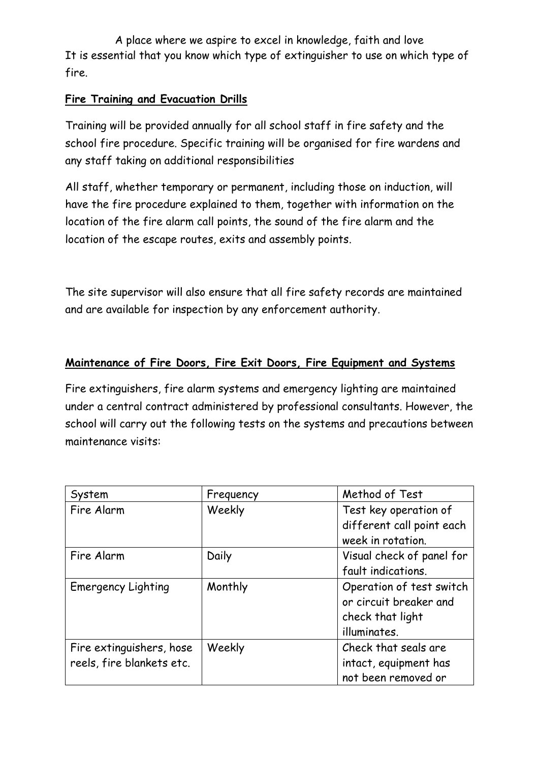It is essential that you know which type of extinguisher to use on which type of fire.

**Fire Training and Evacuation Drills**

Training will be provided annually for all school staff in fire safety and the school fire procedure. Specific training will be organised for fire wardens and any staff taking on additional responsibilities

All staff, whether temporary or permanent, including those on induction, will have the fire procedure explained to them, together with information on the location of the fire alarm call points, the sound of the fire alarm and the location of the escape routes, exits and assembly points.

The site supervisor will also ensure that all fire safety records are maintained and are available for inspection by any enforcement authority.

**Maintenance of Fire Doors, Fire Exit Doors, Fire Equipment and Systems**

Fire extinguishers, fire alarm systems and emergency lighting are maintained under a central contract administered by professional consultants. However, the school will carry out the following tests on the systems and precautions between maintenance visits:

| System | Frequency | Method of Test |
|---|---|---|
| Fire Alarm | Weekly | Test key operation of different call point each week in rotation. |
| Fire Alarm | Daily | Visual check of panel for fault indications. |
| Emergency Lighting | Monthly | Operation of test switch or circuit breaker and check that light illuminates. |
| Fire extinguishers, hose reels, fire blankets etc. | Weekly | Check that seals are intact, equipment has not been removed or |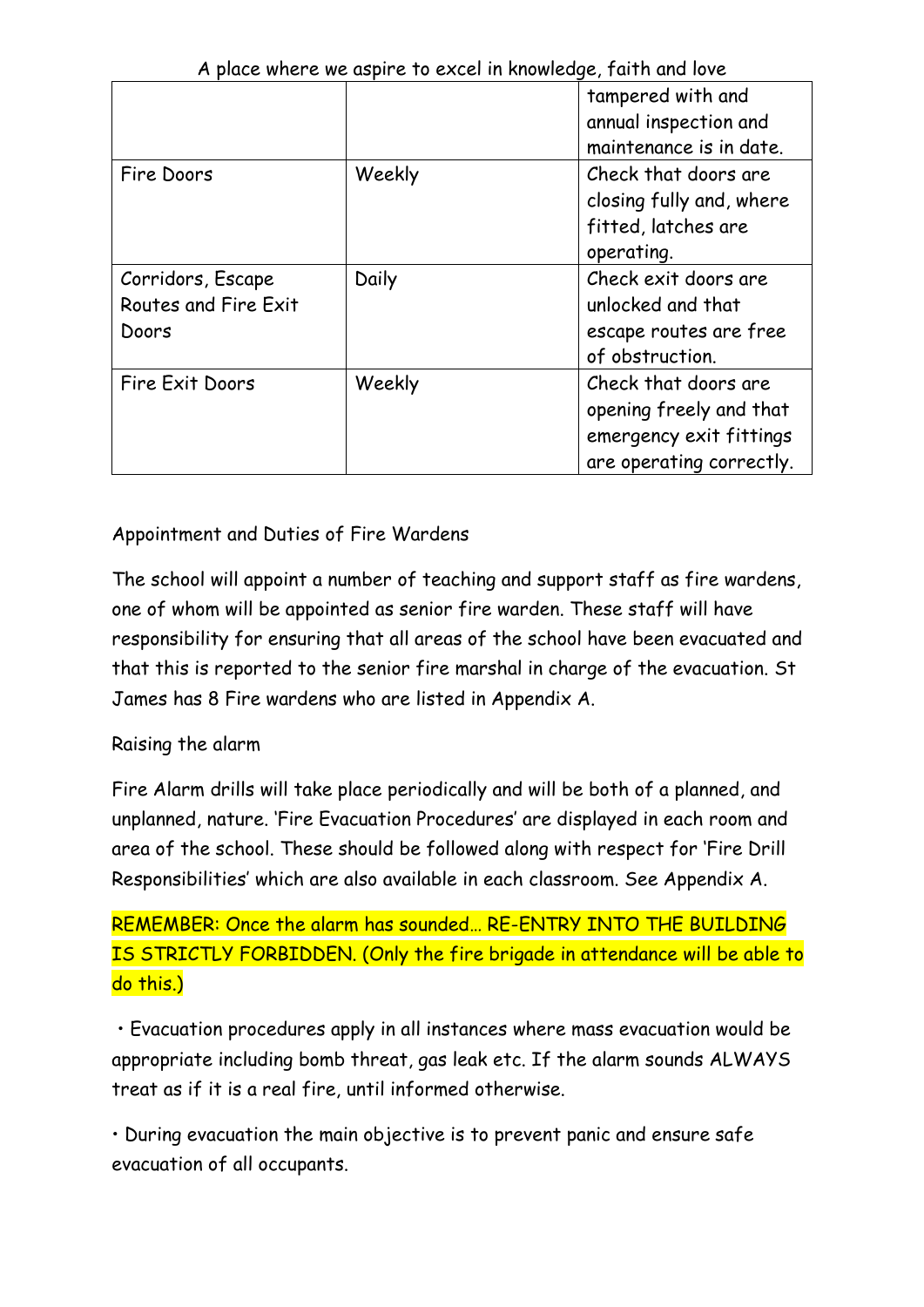| | | tampered with and annual inspection and maintenance is in date. |
|---|---|---|
| Fire Doors | Weekly | Check that doors are closing fully and, where fitted, latches are operating. |
| Corridors, Escape Routes and Fire Exit Doors | Daily | Check exit doors are unlocked and that escape routes are free of obstruction. |
| Fire Exit Doors | Weekly | Check that doors are opening freely and that emergency exit fittings are operating correctly. |

Appointment and Duties of Fire Wardens

The school will appoint a number of teaching and support staff as fire wardens, one of whom will be appointed as senior fire warden. These staff will have responsibility for ensuring that all areas of the school have been evacuated and that this is reported to the senior fire marshal in charge of the evacuation. St James has 8 Fire wardens who are listed in Appendix A.

Raising the alarm

Fire Alarm drills will take place periodically and will be both of a planned, and unplanned, nature. 'Fire Evacuation Procedures' are displayed in each room and area of the school. These should be followed along with respect for 'Fire Drill Responsibilities' which are also available in each classroom. See Appendix A.

REMEMBER: Once the alarm has sounded… RE-ENTRY INTO THE BUILDING IS STRICTLY FORBIDDEN. (Only the fire brigade in attendance will be able to do this.)

• Evacuation procedures apply in all instances where mass evacuation would be appropriate including bomb threat, gas leak etc. If the alarm sounds ALWAYS treat as if it is a real fire, until informed otherwise.

• During evacuation the main objective is to prevent panic and ensure safe evacuation of all occupants.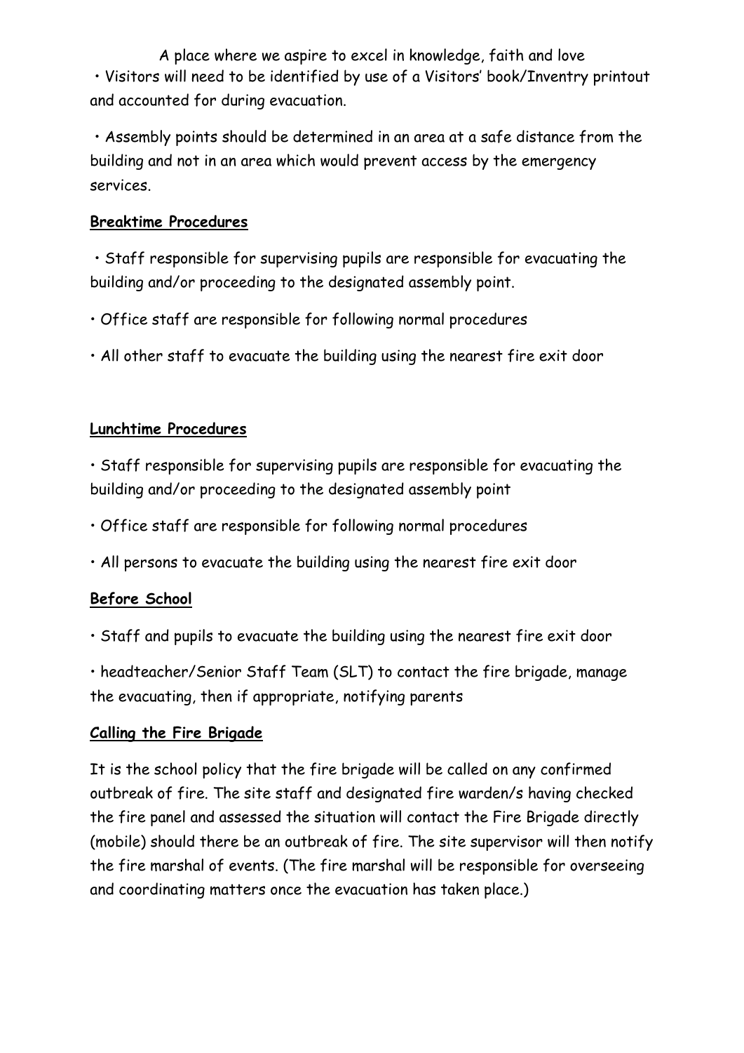• Visitors will need to be identified by use of a Visitors' book/Inventry printout and accounted for during evacuation.

• Assembly points should be determined in an area at a safe distance from the building and not in an area which would prevent access by the emergency services.

**Breaktime Procedures**

• Staff responsible for supervising pupils are responsible for evacuating the building and/or proceeding to the designated assembly point.

• Office staff are responsible for following normal procedures

• All other staff to evacuate the building using the nearest fire exit door

**Lunchtime Procedures**

• Staff responsible for supervising pupils are responsible for evacuating the building and/or proceeding to the designated assembly point

• Office staff are responsible for following normal procedures

• All persons to evacuate the building using the nearest fire exit door

**Before School**

• Staff and pupils to evacuate the building using the nearest fire exit door

• headteacher/Senior Staff Team (SLT) to contact the fire brigade, manage the evacuating, then if appropriate, notifying parents

**Calling the Fire Brigade**

It is the school policy that the fire brigade will be called on any confirmed outbreak of fire. The site staff and designated fire warden/s having checked the fire panel and assessed the situation will contact the Fire Brigade directly (mobile) should there be an outbreak of fire. The site supervisor will then notify the fire marshal of events. (The fire marshal will be responsible for overseeing and coordinating matters once the evacuation has taken place.)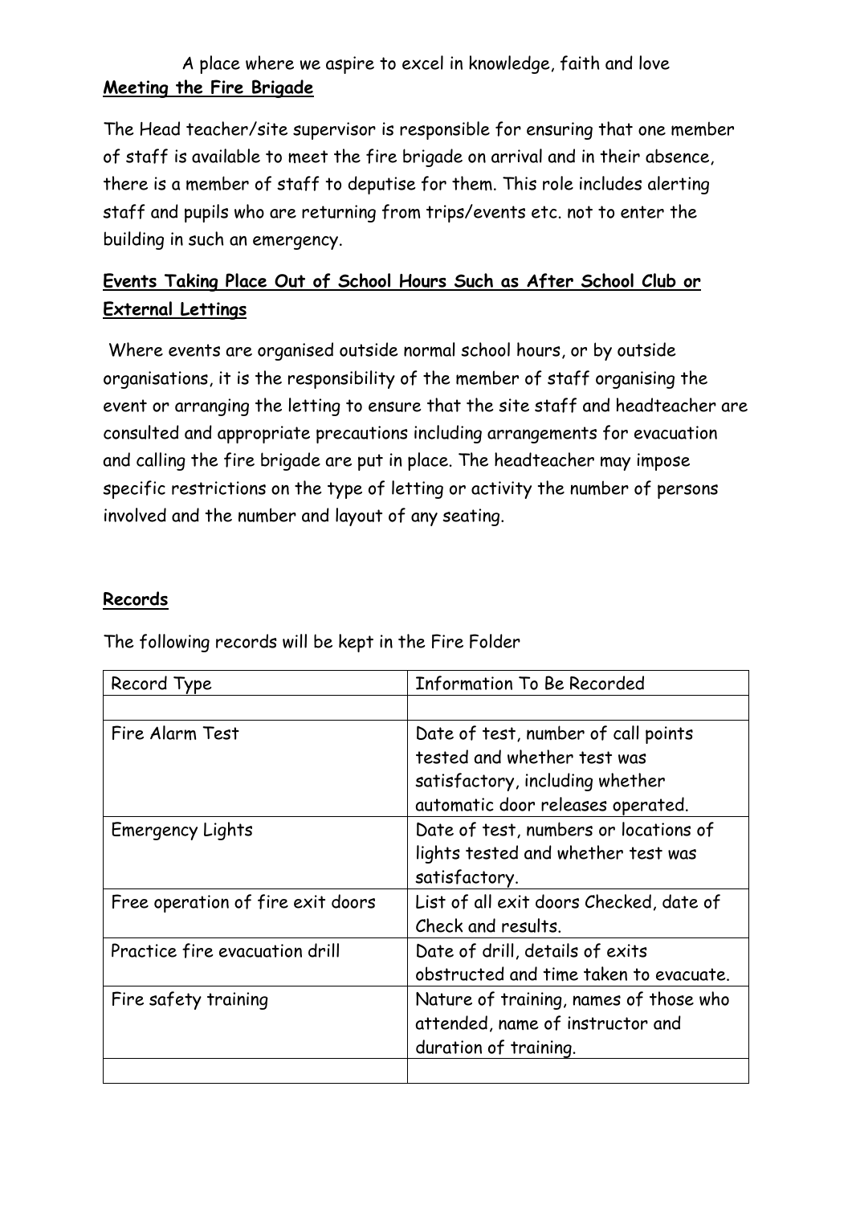**Meeting the Fire Brigade**

The Head teacher/site supervisor is responsible for ensuring that one member of staff is available to meet the fire brigade on arrival and in their absence, there is a member of staff to deputise for them. This role includes alerting staff and pupils who are returning from trips/events etc. not to enter the building in such an emergency.

**Events Taking Place Out of School Hours Such as After School Club or External Lettings**

Where events are organised outside normal school hours, or by outside organisations, it is the responsibility of the member of staff organising the event or arranging the letting to ensure that the site staff and headteacher are consulted and appropriate precautions including arrangements for evacuation and calling the fire brigade are put in place. The headteacher may impose specific restrictions on the type of letting or activity the number of persons involved and the number and layout of any seating.

**Records**

The following records will be kept in the Fire Folder

| Record Type | Information To Be Recorded |
| --- | --- |
| | |
| Fire Alarm Test | Date of test, number of call points tested and whether test was satisfactory, including whether automatic door releases operated. |
| Emergency Lights | Date of test, numbers or locations of lights tested and whether test was satisfactory. |
| Free operation of fire exit doors | List of all exit doors Checked, date of Check and results. |
| Practice fire evacuation drill | Date of drill, details of exits obstructed and time taken to evacuate. |
| Fire safety training | Nature of training, names of those who attended, name of instructor and duration of training. |
| | |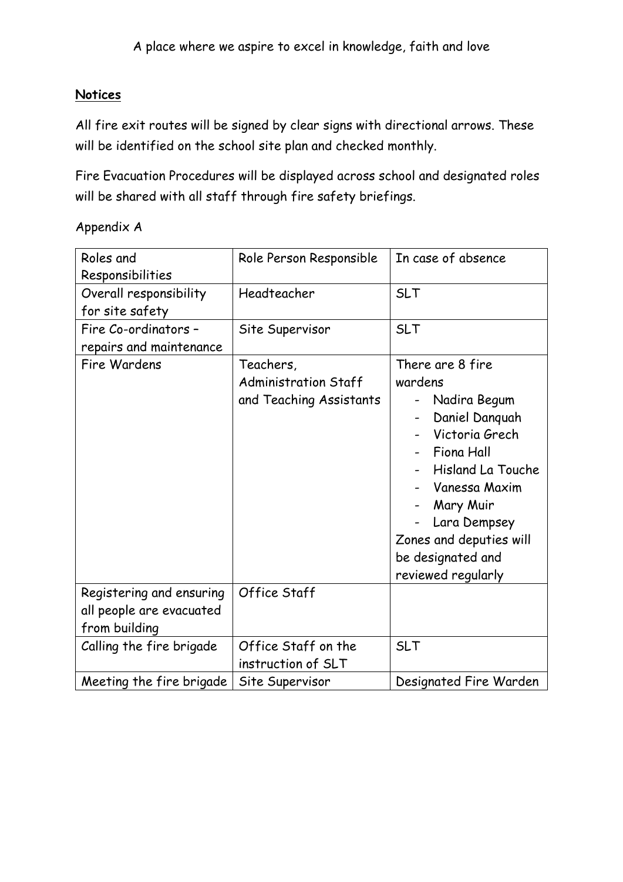A place where we aspire to excel in knowledge, faith and love

**Notices**

All fire exit routes will be signed by clear signs with directional arrows. These will be identified on the school site plan and checked monthly.

Fire Evacuation Procedures will be displayed across school and designated roles will be shared with all staff through fire safety briefings.

Appendix A

| Roles and Responsibilities | Role Person Responsible | In case of absence |
|---|---|---|
| Overall responsibility for site safety | Headteacher | SLT |
| Fire Co-ordinators – repairs and maintenance | Site Supervisor | SLT |
| Fire Wardens | Teachers, Administration Staff and Teaching Assistants | There are 8 fire wardens<br>- Nadira Begum<br>- Daniel Danquah<br>- Victoria Grech<br>- Fiona Hall<br>- Hisland La Touche<br>- Vanessa Maxim<br>- Mary Muir<br>- Lara Dempsey<br>Zones and deputies will be designated and reviewed regularly |
| Registering and ensuring all people are evacuated from building | Office Staff | |
| Calling the fire brigade | Office Staff on the instruction of SLT | SLT |
| Meeting the fire brigade | Site Supervisor | Designated Fire Warden |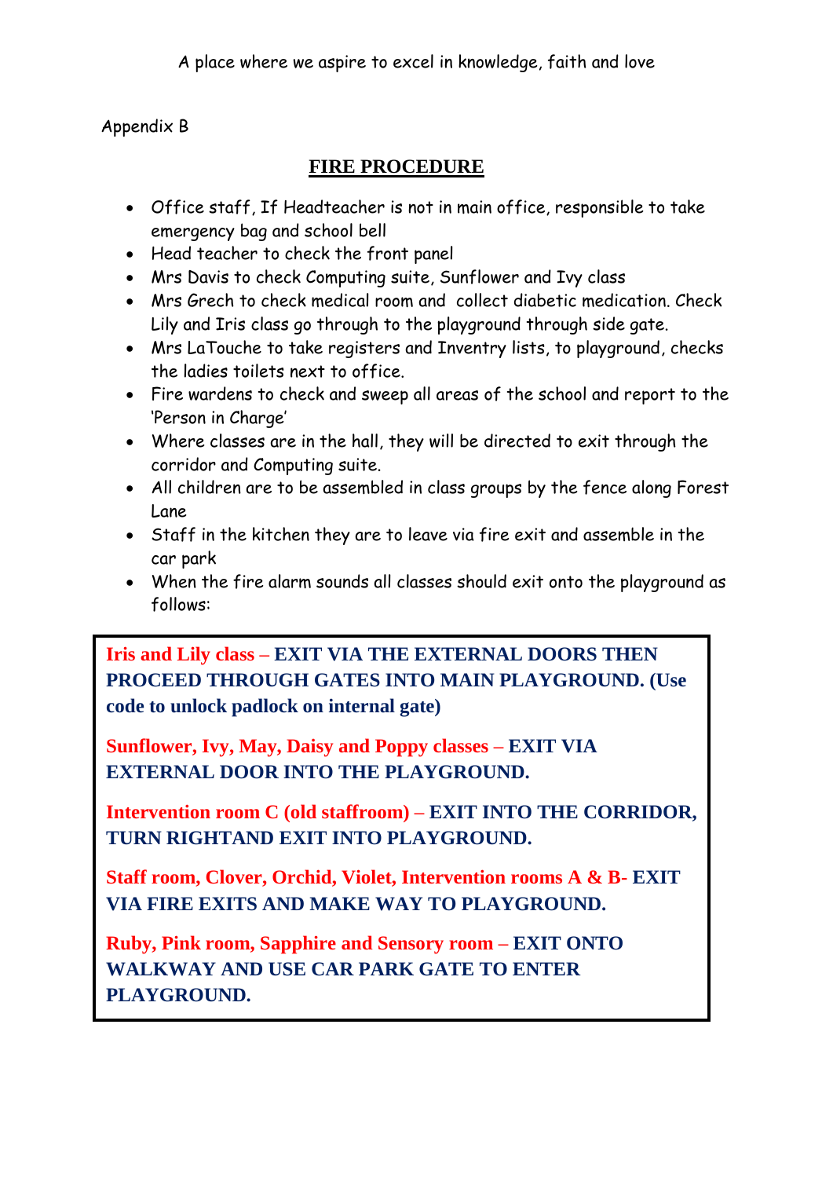Appendix B

## FIRE PROCEDURE

- Office staff, If Headteacher is not in main office, responsible to take emergency bag and school bell
- Head teacher to check the front panel
- Mrs Davis to check Computing suite, Sunflower and Ivy class
- Mrs Grech to check medical room and collect diabetic medication. Check Lily and Iris class go through to the playground through side gate.
- Mrs LaTouche to take registers and Inventry lists, to playground, checks the ladies toilets next to office.
- Fire wardens to check and sweep all areas of the school and report to the 'Person in Charge'
- Where classes are in the hall, they will be directed to exit through the corridor and Computing suite.
- All children are to be assembled in class groups by the fence along Forest Lane
- Staff in the kitchen they are to leave via fire exit and assemble in the car park
- When the fire alarm sounds all classes should exit onto the playground as follows:

**Iris and Lily class – EXIT VIA THE EXTERNAL DOORS THEN PROCEED THROUGH GATES INTO MAIN PLAYGROUND. (Use code to unlock padlock on internal gate)**

**Sunflower, Ivy, May, Daisy and Poppy classes – EXIT VIA EXTERNAL DOOR INTO THE PLAYGROUND.**

**Intervention room C (old staffroom) – EXIT INTO THE CORRIDOR, TURN RIGHTAND EXIT INTO PLAYGROUND.**

**Staff room, Clover, Orchid, Violet, Intervention rooms A & B- EXIT VIA FIRE EXITS AND MAKE WAY TO PLAYGROUND.**

**Ruby, Pink room, Sapphire and Sensory room – EXIT ONTO WALKWAY AND USE CAR PARK GATE TO ENTER PLAYGROUND.**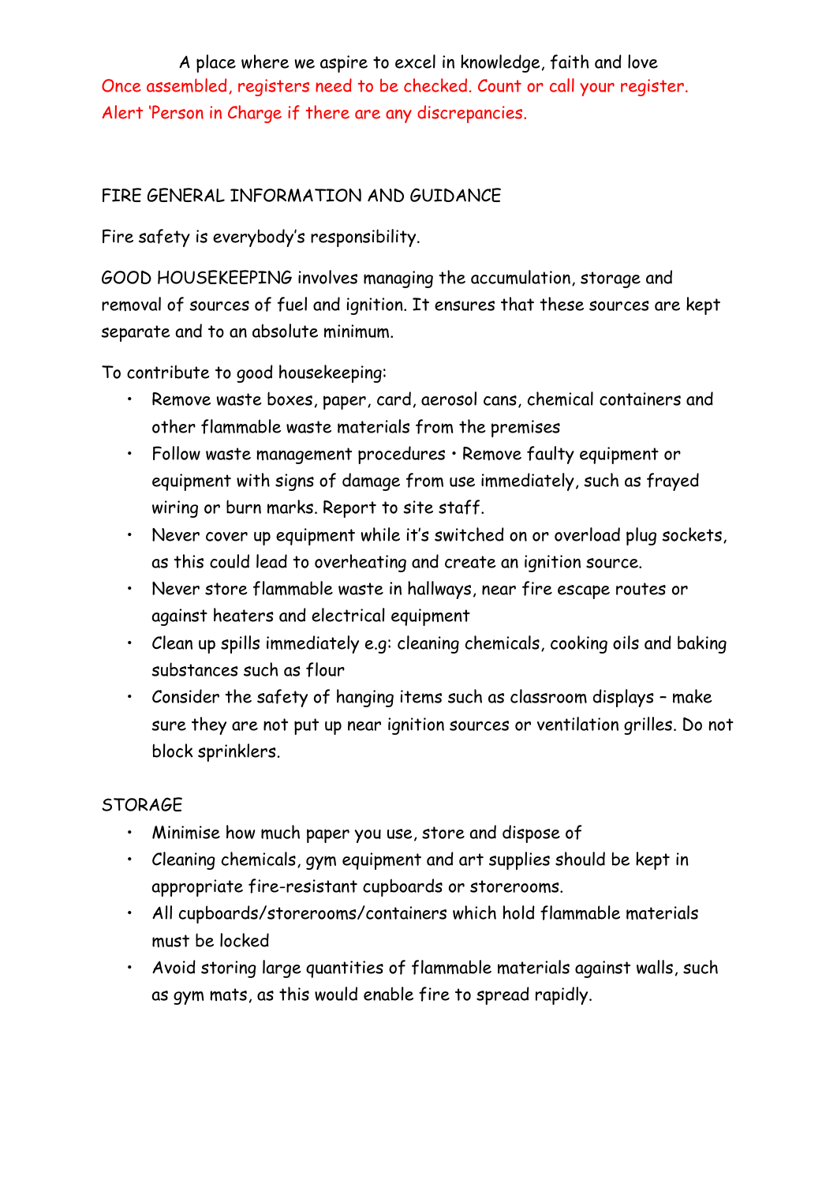Once assembled, registers need to be checked. Count or call your register. Alert 'Person in Charge if there are any discrepancies.

## FIRE GENERAL INFORMATION AND GUIDANCE

Fire safety is everybody's responsibility.

GOOD HOUSEKEEPING involves managing the accumulation, storage and removal of sources of fuel and ignition. It ensures that these sources are kept separate and to an absolute minimum.

To contribute to good housekeeping:

- Remove waste boxes, paper, card, aerosol cans, chemical containers and other flammable waste materials from the premises
- Follow waste management procedures • Remove faulty equipment or equipment with signs of damage from use immediately, such as frayed wiring or burn marks. Report to site staff.
- Never cover up equipment while it's switched on or overload plug sockets, as this could lead to overheating and create an ignition source.
- Never store flammable waste in hallways, near fire escape routes or against heaters and electrical equipment
- Clean up spills immediately e.g: cleaning chemicals, cooking oils and baking substances such as flour
- Consider the safety of hanging items such as classroom displays – make sure they are not put up near ignition sources or ventilation grilles. Do not block sprinklers.

## STORAGE

- Minimise how much paper you use, store and dispose of
- Cleaning chemicals, gym equipment and art supplies should be kept in appropriate fire-resistant cupboards or storerooms.
- All cupboards/storerooms/containers which hold flammable materials must be locked
- Avoid storing large quantities of flammable materials against walls, such as gym mats, as this would enable fire to spread rapidly.